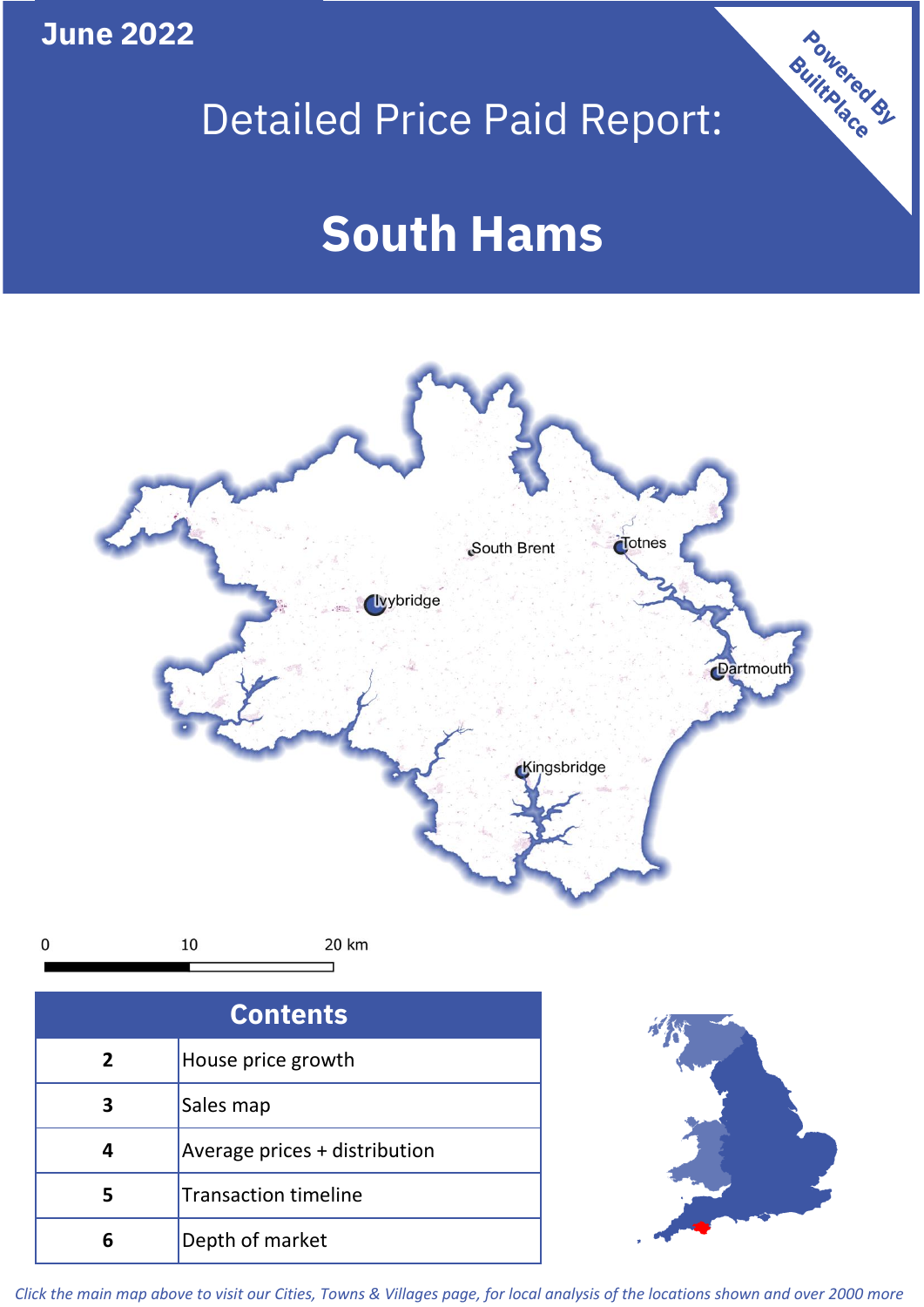June 2022

# Detailed Price Paid Report:

# South Hams

Powered By BuiltPlace

| Contents | |
|---|---|
| 2 | House price growth |
| 3 | Sales map |
| 4 | Average prices + distribution |
| 5 | Transaction timeline |
| 6 | Depth of market |

*Click the main map above to visit our Cities, Towns & Villages page, for local analysis of the locations shown and over 2000 more*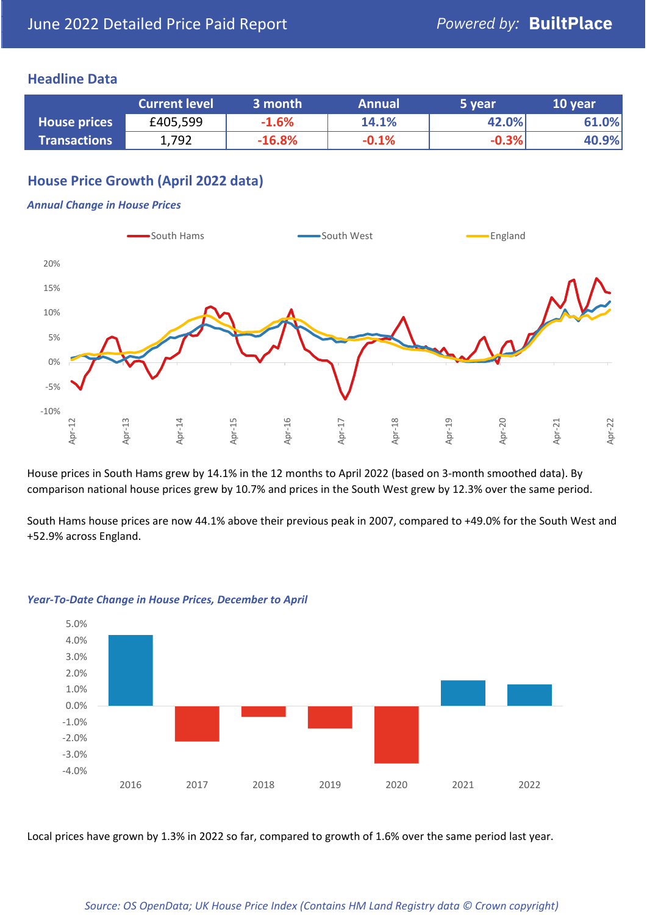## Headline Data

| | Current level | 3 month | Annual | 5 year | 10 year |
|---|---|---|---|---|---|
| **House prices** | £405,599 | -1.6% | 14.1% | 42.0% | 61.0% |
| **Transactions** | 1,792 | -16.8% | -0.1% | -0.3% | 40.9% |

## House Price Growth (April 2022 data)

### *Annual Change in House Prices*

House prices in South Hams grew by 14.1% in the 12 months to April 2022 (based on 3-month smoothed data). By comparison national house prices grew by 10.7% and prices in the South West grew by 12.3% over the same period.

South Hams house prices are now 44.1% above their previous peak in 2007, compared to +49.0% for the South West and +52.9% across England.

### *Year-To-Date Change in House Prices, December to April*

Local prices have grown by 1.3% in 2022 so far, compared to growth of 1.6% over the same period last year.

*Source: OS OpenData; UK House Price Index (Contains HM Land Registry data © Crown copyright)*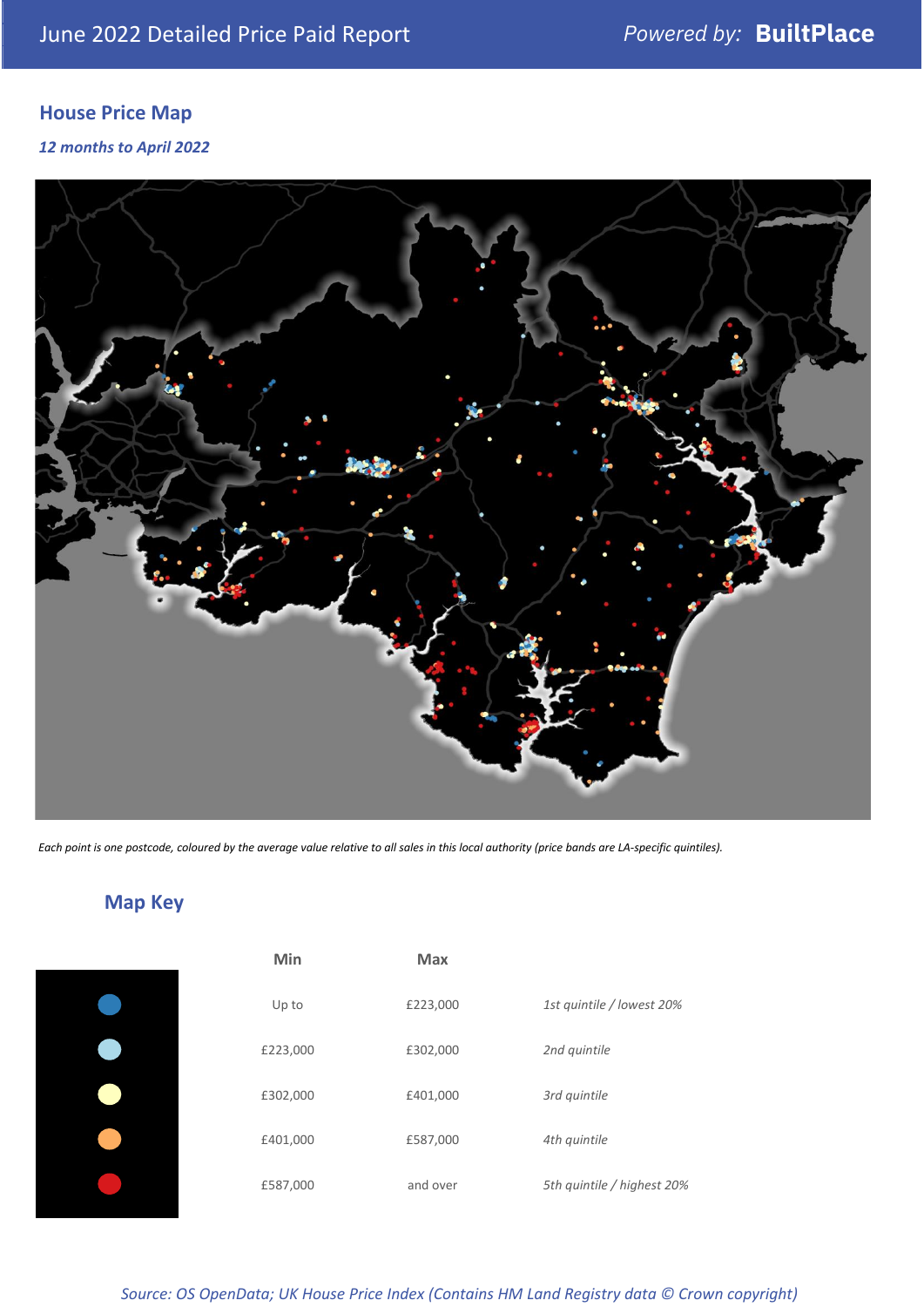June 2022 Detailed Price Paid Report

*Powered by:* **BuiltPlace**

## House Price Map

*12 months to April 2022*

*Each point is one postcode, coloured by the average value relative to all sales in this local authority (price bands are LA-specific quintiles).*

## Map Key

| Min | Max | |
|---|---|---|
| Up to | £223,000 | *1st quintile / lowest 20%* |
| £223,000 | £302,000 | *2nd quintile* |
| £302,000 | £401,000 | *3rd quintile* |
| £401,000 | £587,000 | *4th quintile* |
| £587,000 | and over | *5th quintile / highest 20%* |

*Source: OS OpenData; UK House Price Index (Contains HM Land Registry data © Crown copyright)*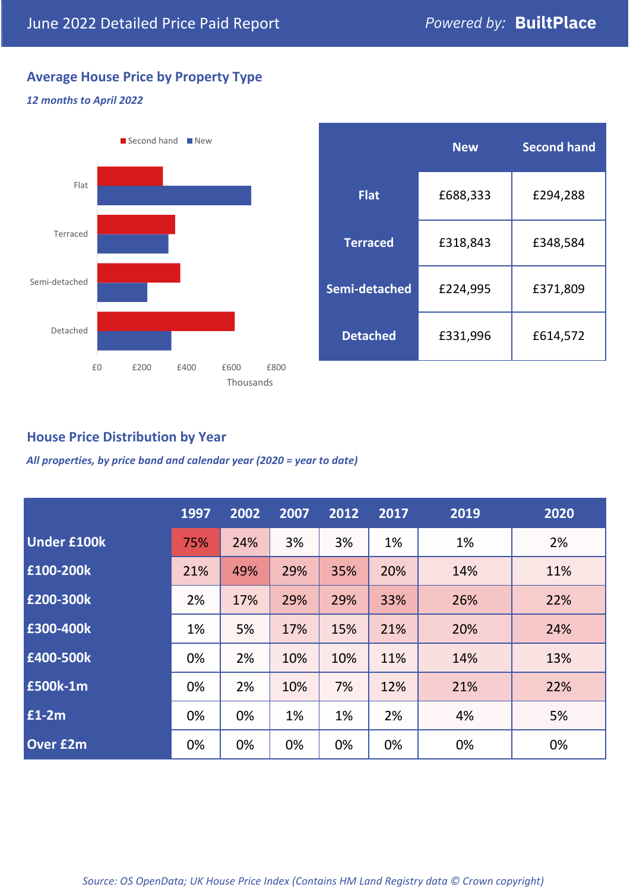# June 2022 Detailed Price Paid Report

Powered by: **BuiltPlace**

## Average House Price by Property Type

*12 months to April 2022*

Second hand | New

Flat

Terraced

Semi-detached

Detached

£0 £200 £400 £600 £800

Thousands

| | New | Second hand |
|---|---|---|
| **Flat** | £688,333 | £294,288 |
| **Terraced** | £318,843 | £348,584 |
| **Semi-detached** | £224,995 | £371,809 |
| **Detached** | £331,996 | £614,572 |

## House Price Distribution by Year

*All properties, by price band and calendar year (2020 = year to date)*

| | 1997 | 2002 | 2007 | 2012 | 2017 | 2019 | 2020 |
|---|---|---|---|---|---|---|---|
| **Under £100k** | 75% | 24% | 3% | 3% | 1% | 1% | 2% |
| **£100-200k** | 21% | 49% | 29% | 35% | 20% | 14% | 11% |
| **£200-300k** | 2% | 17% | 29% | 29% | 33% | 26% | 22% |
| **£300-400k** | 1% | 5% | 17% | 15% | 21% | 20% | 24% |
| **£400-500k** | 0% | 2% | 10% | 10% | 11% | 14% | 13% |
| **£500k-1m** | 0% | 2% | 10% | 7% | 12% | 21% | 22% |
| **£1-2m** | 0% | 0% | 1% | 1% | 2% | 4% | 5% |
| **Over £2m** | 0% | 0% | 0% | 0% | 0% | 0% | 0% |

*Source: OS OpenData; UK House Price Index (Contains HM Land Registry data © Crown copyright)*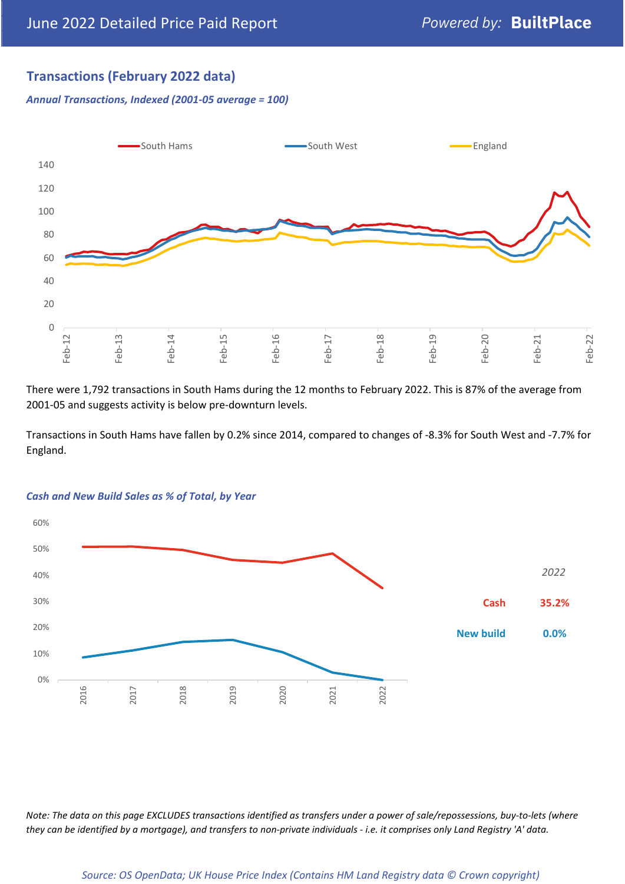## Transactions (February 2022 data)

*Annual Transactions, Indexed (2001-05 average = 100)*

There were 1,792 transactions in South Hams during the 12 months to February 2022. This is 87% of the average from 2001-05 and suggests activity is below pre-downturn levels.

Transactions in South Hams have fallen by 0.2% since 2014, compared to changes of -8.3% for South West and -7.7% for England.

*Cash and New Build Sales as % of Total, by Year*

| | 2022 |
|---|---|
| Cash | 35.2% |
| New build | 0.0% |

*Note: The data on this page EXCLUDES transactions identified as transfers under a power of sale/repossessions, buy-to-lets (where they can be identified by a mortgage), and transfers to non-private individuals - i.e. it comprises only Land Registry 'A' data.*

*Source: OS OpenData; UK House Price Index (Contains HM Land Registry data © Crown copyright)*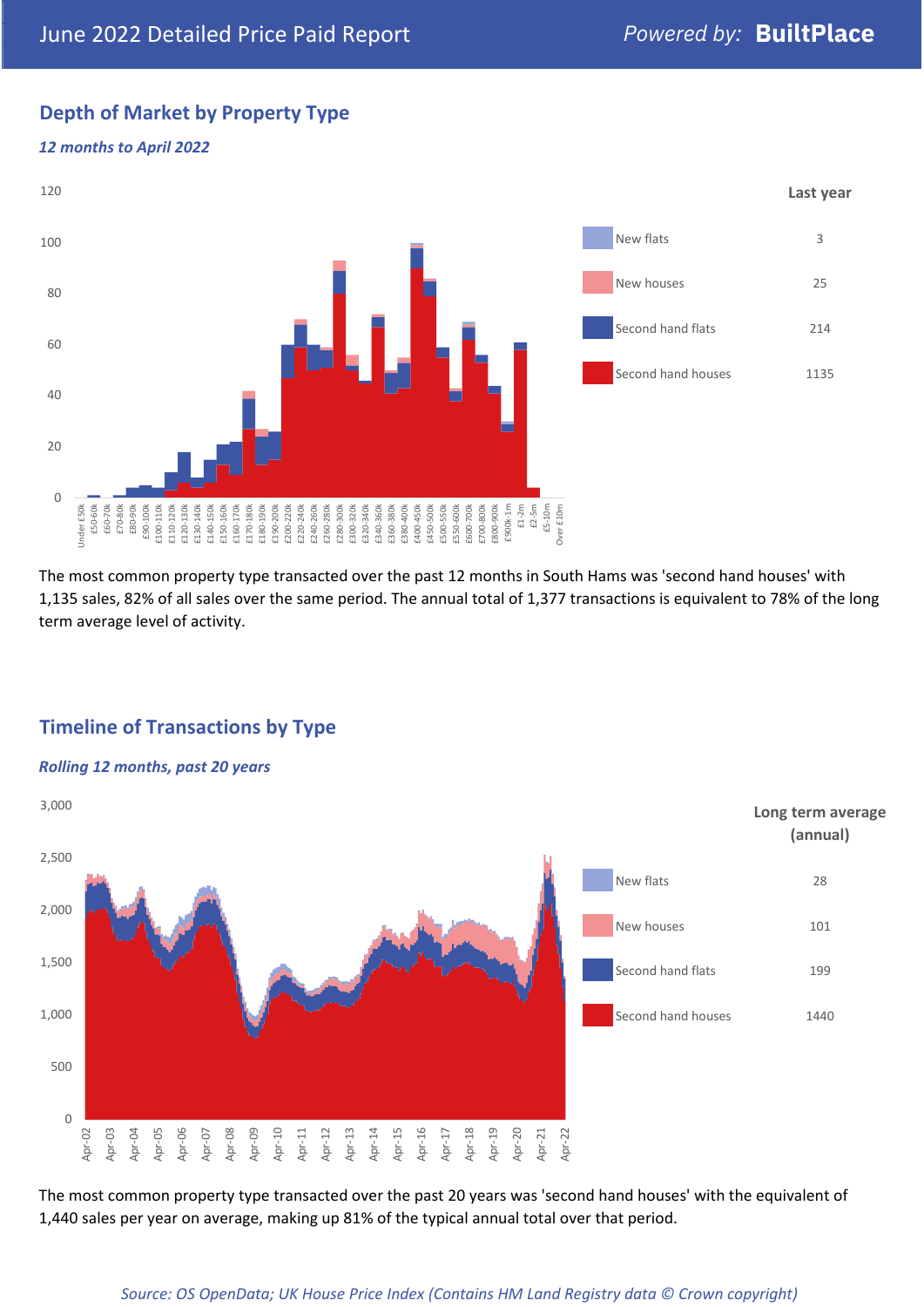June 2022 Detailed Price Paid Report

Powered by: **BuiltPlace**

## Depth of Market by Property Type

*12 months to April 2022*

Last year

New flats 3

New houses 25

Second hand flats 214

Second hand houses 1135

The most common property type transacted over the past 12 months in South Hams was 'second hand houses' with 1,135 sales, 82% of all sales over the same period. The annual total of 1,377 transactions is equivalent to 78% of the long term average level of activity.

## Timeline of Transactions by Type

*Rolling 12 months, past 20 years*

Long term average (annual)

New flats 28

New houses 101

Second hand flats 199

Second hand houses 1440

The most common property type transacted over the past 20 years was 'second hand houses' with the equivalent of 1,440 sales per year on average, making up 81% of the typical annual total over that period.

*Source: OS OpenData; UK House Price Index (Contains HM Land Registry data © Crown copyright)*